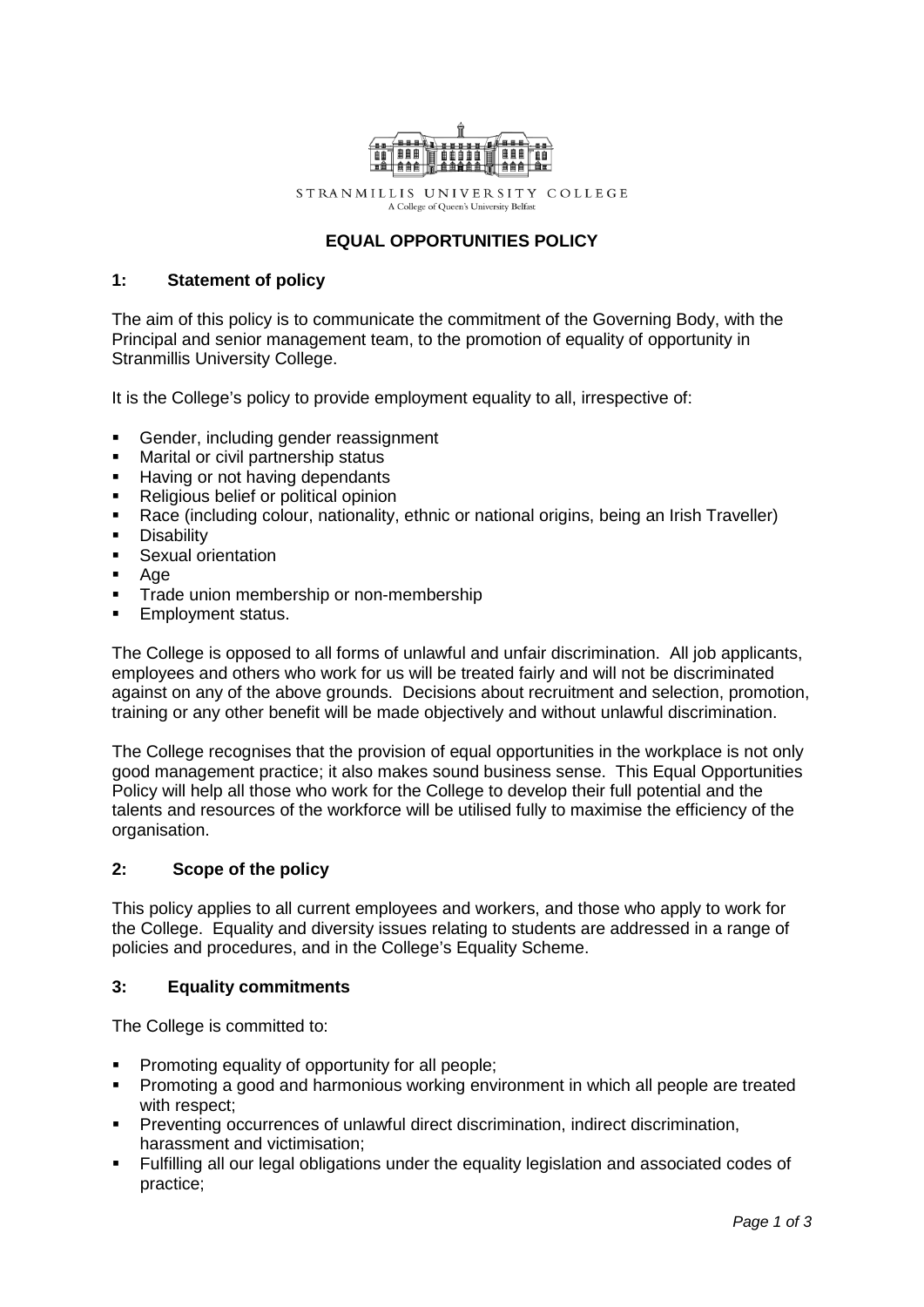STRANMILLIS UNIVERSITY COLLEGE
A College of Queen's University Belfast

# EQUAL OPPORTUNITIES POLICY

## 1: Statement of policy

The aim of this policy is to communicate the commitment of the Governing Body, with the Principal and senior management team, to the promotion of equality of opportunity in Stranmillis University College.

It is the College's policy to provide employment equality to all, irrespective of:

- Gender, including gender reassignment
- Marital or civil partnership status
- Having or not having dependants
- Religious belief or political opinion
- Race (including colour, nationality, ethnic or national origins, being an Irish Traveller)
- Disability
- Sexual orientation
- Age
- Trade union membership or non-membership
- Employment status.

The College is opposed to all forms of unlawful and unfair discrimination. All job applicants, employees and others who work for us will be treated fairly and will not be discriminated against on any of the above grounds. Decisions about recruitment and selection, promotion, training or any other benefit will be made objectively and without unlawful discrimination.

The College recognises that the provision of equal opportunities in the workplace is not only good management practice; it also makes sound business sense. This Equal Opportunities Policy will help all those who work for the College to develop their full potential and the talents and resources of the workforce will be utilised fully to maximise the efficiency of the organisation.

## 2: Scope of the policy

This policy applies to all current employees and workers, and those who apply to work for the College. Equality and diversity issues relating to students are addressed in a range of policies and procedures, and in the College's Equality Scheme.

## 3: Equality commitments

The College is committed to:

- Promoting equality of opportunity for all people;
- Promoting a good and harmonious working environment in which all people are treated with respect;
- Preventing occurrences of unlawful direct discrimination, indirect discrimination, harassment and victimisation;
- Fulfilling all our legal obligations under the equality legislation and associated codes of practice;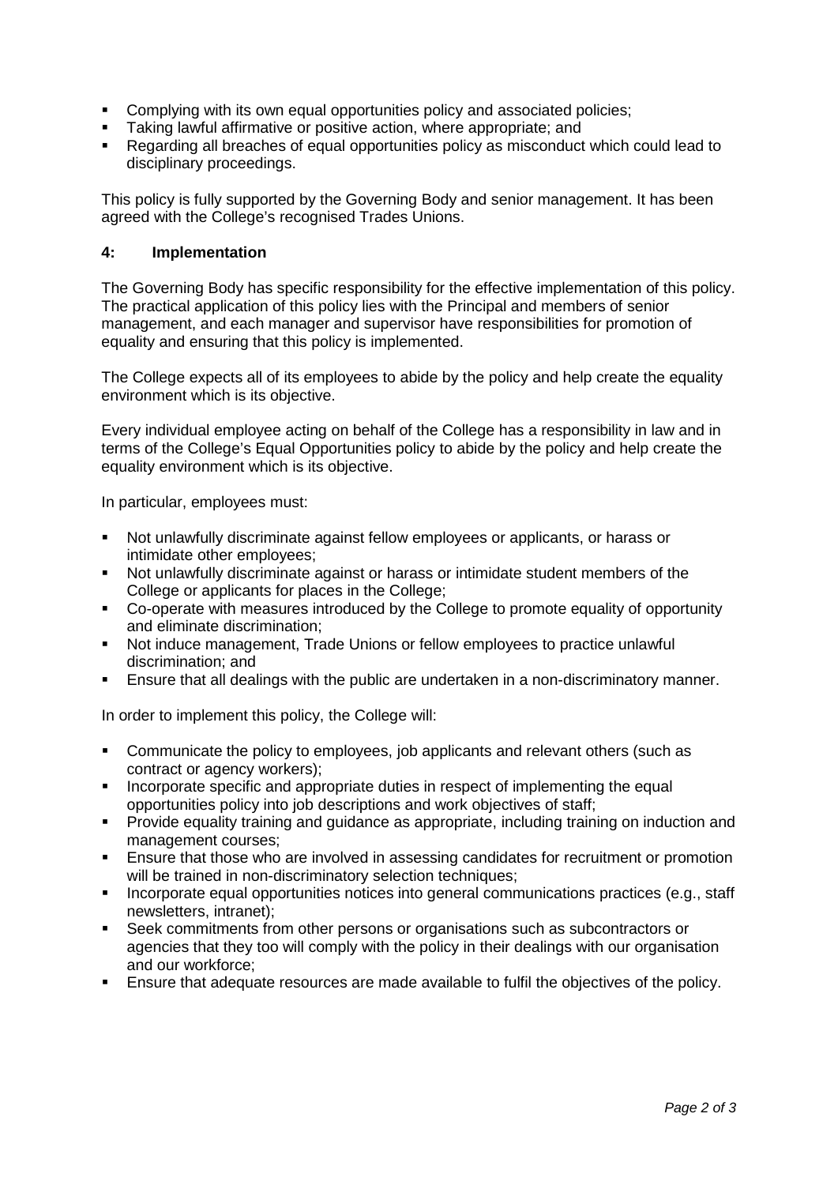- Complying with its own equal opportunities policy and associated policies;
- Taking lawful affirmative or positive action, where appropriate; and
- Regarding all breaches of equal opportunities policy as misconduct which could lead to disciplinary proceedings.

This policy is fully supported by the Governing Body and senior management. It has been agreed with the College's recognised Trades Unions.

## 4: Implementation

The Governing Body has specific responsibility for the effective implementation of this policy. The practical application of this policy lies with the Principal and members of senior management, and each manager and supervisor have responsibilities for promotion of equality and ensuring that this policy is implemented.

The College expects all of its employees to abide by the policy and help create the equality environment which is its objective.

Every individual employee acting on behalf of the College has a responsibility in law and in terms of the College's Equal Opportunities policy to abide by the policy and help create the equality environment which is its objective.

In particular, employees must:

- Not unlawfully discriminate against fellow employees or applicants, or harass or intimidate other employees;
- Not unlawfully discriminate against or harass or intimidate student members of the College or applicants for places in the College;
- Co-operate with measures introduced by the College to promote equality of opportunity and eliminate discrimination;
- Not induce management, Trade Unions or fellow employees to practice unlawful discrimination; and
- Ensure that all dealings with the public are undertaken in a non-discriminatory manner.

In order to implement this policy, the College will:

- Communicate the policy to employees, job applicants and relevant others (such as contract or agency workers);
- Incorporate specific and appropriate duties in respect of implementing the equal opportunities policy into job descriptions and work objectives of staff;
- Provide equality training and guidance as appropriate, including training on induction and management courses;
- Ensure that those who are involved in assessing candidates for recruitment or promotion will be trained in non-discriminatory selection techniques;
- Incorporate equal opportunities notices into general communications practices (e.g., staff newsletters, intranet);
- Seek commitments from other persons or organisations such as subcontractors or agencies that they too will comply with the policy in their dealings with our organisation and our workforce;
- Ensure that adequate resources are made available to fulfil the objectives of the policy.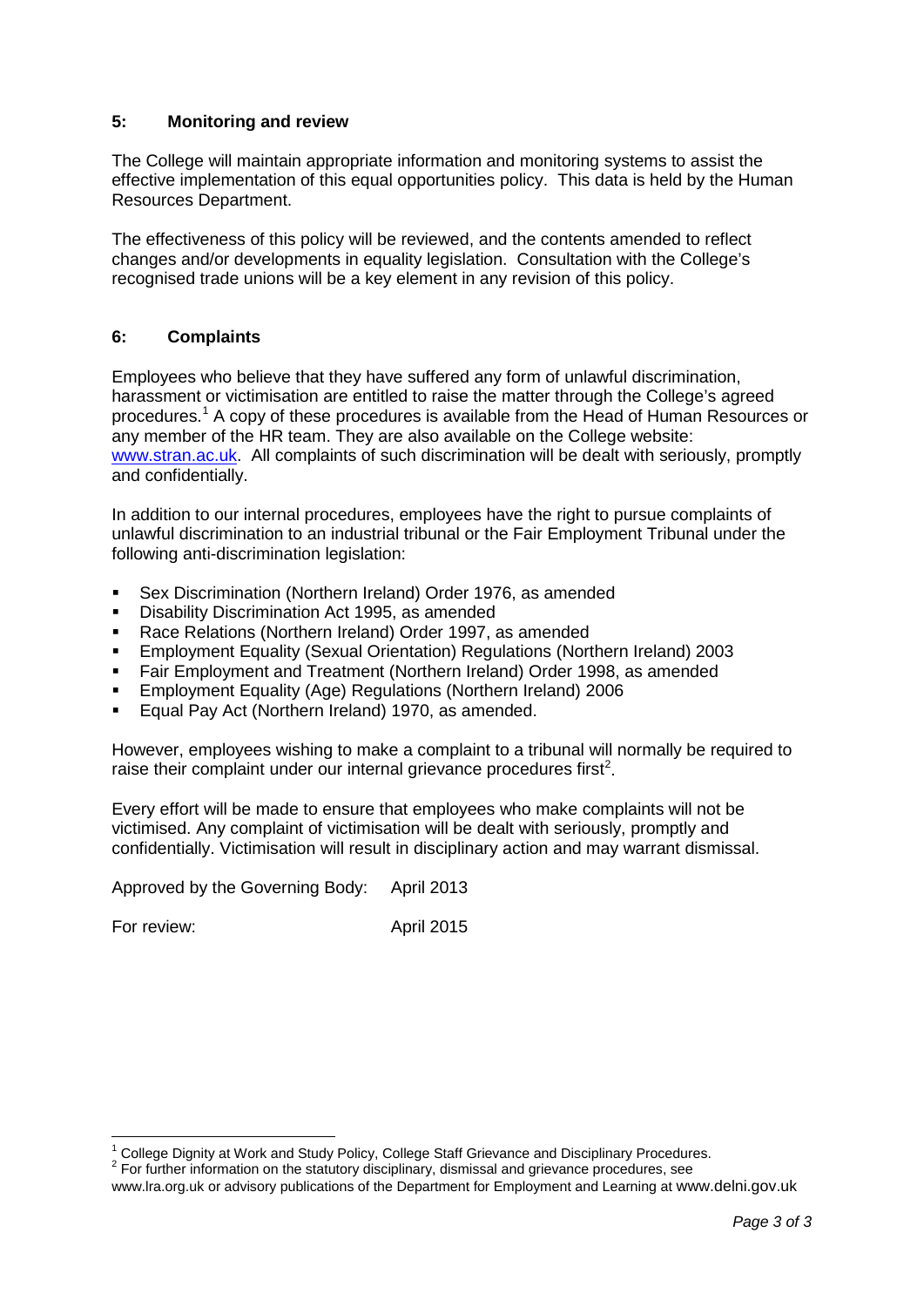## 5: Monitoring and review

The College will maintain appropriate information and monitoring systems to assist the effective implementation of this equal opportunities policy. This data is held by the Human Resources Department.

The effectiveness of this policy will be reviewed, and the contents amended to reflect changes and/or developments in equality legislation. Consultation with the College's recognised trade unions will be a key element in any revision of this policy.

## 6: Complaints

Employees who believe that they have suffered any form of unlawful discrimination, harassment or victimisation are entitled to raise the matter through the College's agreed procedures.[1] A copy of these procedures is available from the Head of Human Resources or any member of the HR team. They are also available on the College website: www.stran.ac.uk. All complaints of such discrimination will be dealt with seriously, promptly and confidentially.

In addition to our internal procedures, employees have the right to pursue complaints of unlawful discrimination to an industrial tribunal or the Fair Employment Tribunal under the following anti-discrimination legislation:

- Sex Discrimination (Northern Ireland) Order 1976, as amended
- Disability Discrimination Act 1995, as amended
- Race Relations (Northern Ireland) Order 1997, as amended
- Employment Equality (Sexual Orientation) Regulations (Northern Ireland) 2003
- Fair Employment and Treatment (Northern Ireland) Order 1998, as amended
- Employment Equality (Age) Regulations (Northern Ireland) 2006
- Equal Pay Act (Northern Ireland) 1970, as amended.

However, employees wishing to make a complaint to a tribunal will normally be required to raise their complaint under our internal grievance procedures first[2].

Every effort will be made to ensure that employees who make complaints will not be victimised. Any complaint of victimisation will be dealt with seriously, promptly and confidentially. Victimisation will result in disciplinary action and may warrant dismissal.

Approved by the Governing Body: April 2013

For review: April 2015

---

[1] College Dignity at Work and Study Policy, College Staff Grievance and Disciplinary Procedures.

[2] For further information on the statutory disciplinary, dismissal and grievance procedures, see www.lra.org.uk or advisory publications of the Department for Employment and Learning at www.delni.gov.uk